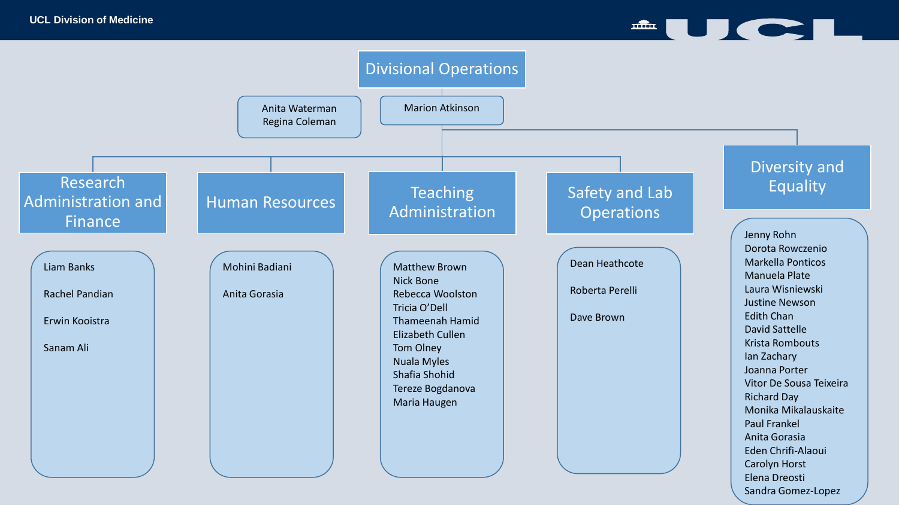UCL Division of Medicine

# Divisional Operations

Anita Waterman
Regina Coleman

Marion Atkinson

## Research Administration and Finance

- Liam Banks
- Rachel Pandian
- Erwin Kooistra
- Sanam Ali

## Human Resources

- Mohini Badiani
- Anita Gorasia

## Teaching Administration

- Matthew Brown
- Nick Bone
- Rebecca Woolston
- Tricia O'Dell
- Thameenah Hamid
- Elizabeth Cullen
- Tom Olney
- Nuala Myles
- Shafia Shohid
- Tereze Bogdanova
- Maria Haugen

## Safety and Lab Operations

- Dean Heathcote
- Roberta Perelli
- Dave Brown

## Diversity and Equality

- Jenny Rohn
- Dorota Rowczenio
- Markella Ponticos
- Manuela Plate
- Laura Wisniewski
- Justine Newson
- Edith Chan
- David Sattelle
- Krista Rombouts
- Ian Zachary
- Joanna Porter
- Vitor De Sousa Teixeira
- Richard Day
- Monika Mikalauskaite
- Paul Frankel
- Anita Gorasia
- Eden Chrifi-Alaoui
- Carolyn Horst
- Elena Dreosti
- Sandra Gomez-Lopez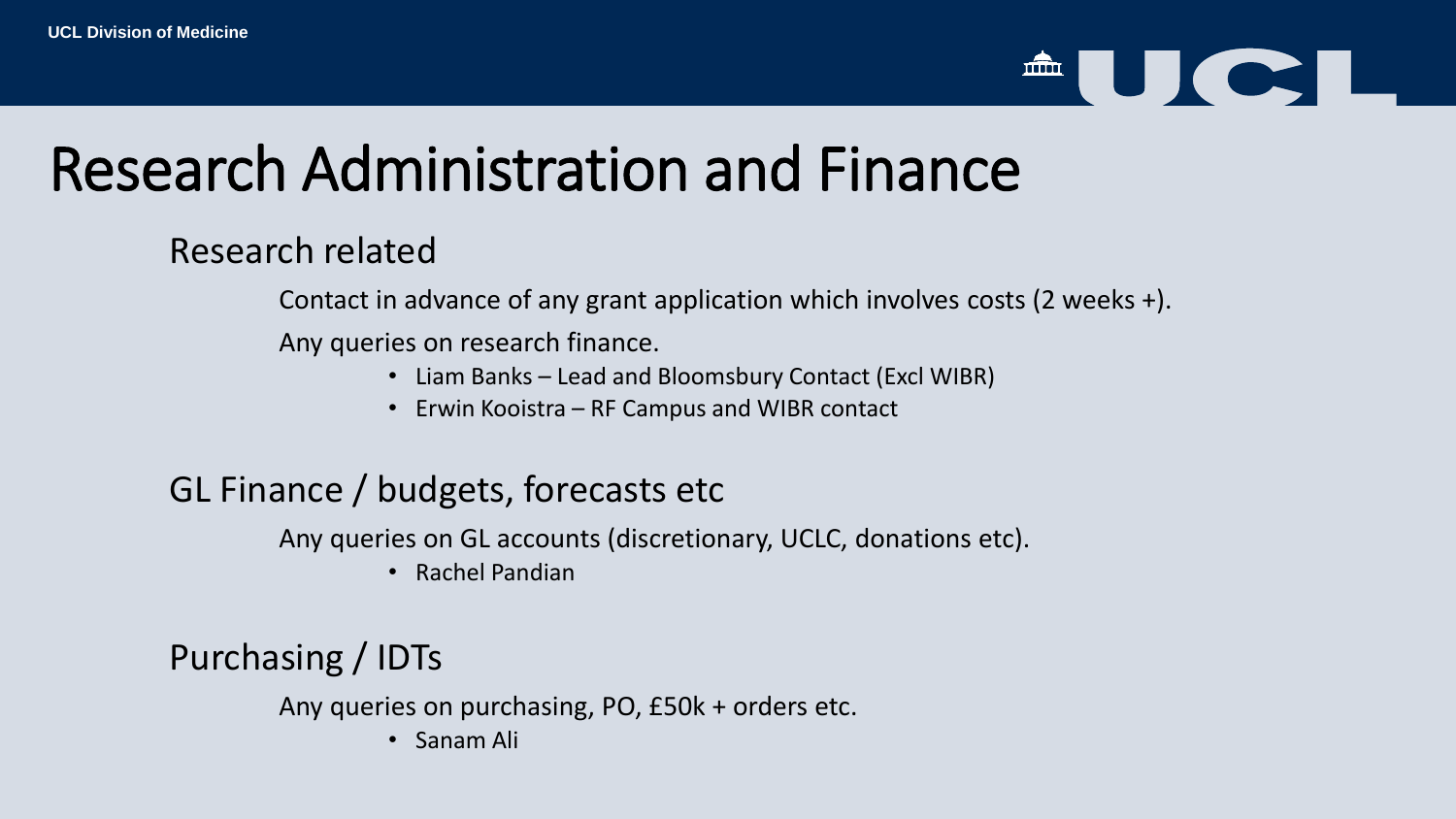# Research Administration and Finance

## Research related

Contact in advance of any grant application which involves costs (2 weeks +).

Any queries on research finance.

- Liam Banks – Lead and Bloomsbury Contact (Excl WIBR)
- Erwin Kooistra – RF Campus and WIBR contact

## GL Finance / budgets, forecasts etc

Any queries on GL accounts (discretionary, UCLC, donations etc).

- Rachel Pandian

## Purchasing / IDTs

Any queries on purchasing, PO, £50k + orders etc.

- Sanam Ali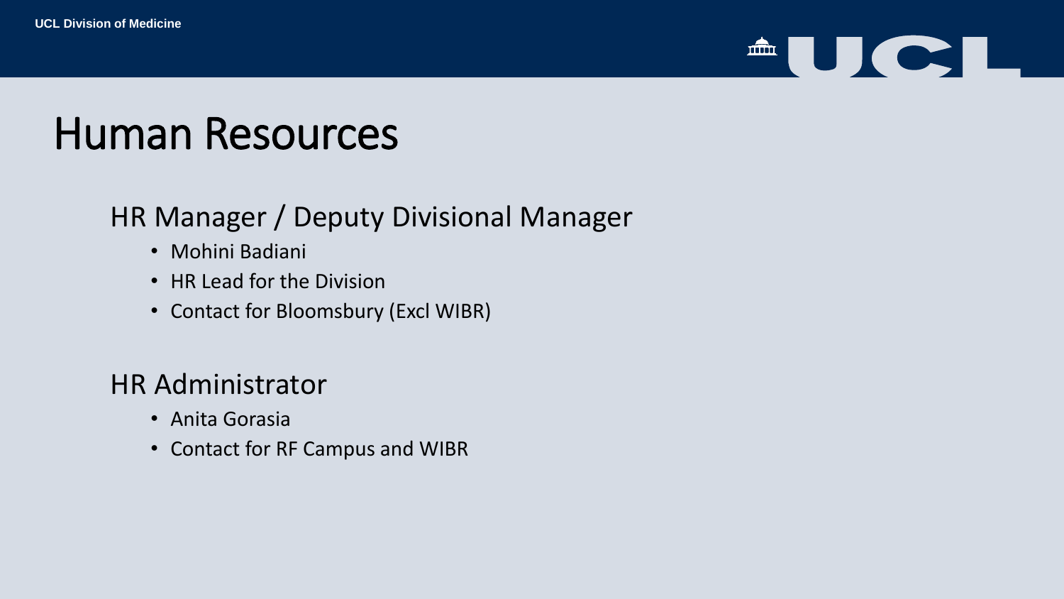# Human Resources

## HR Manager / Deputy Divisional Manager

- Mohini Badiani
- HR Lead for the Division
- Contact for Bloomsbury (Excl WIBR)

## HR Administrator

- Anita Gorasia
- Contact for RF Campus and WIBR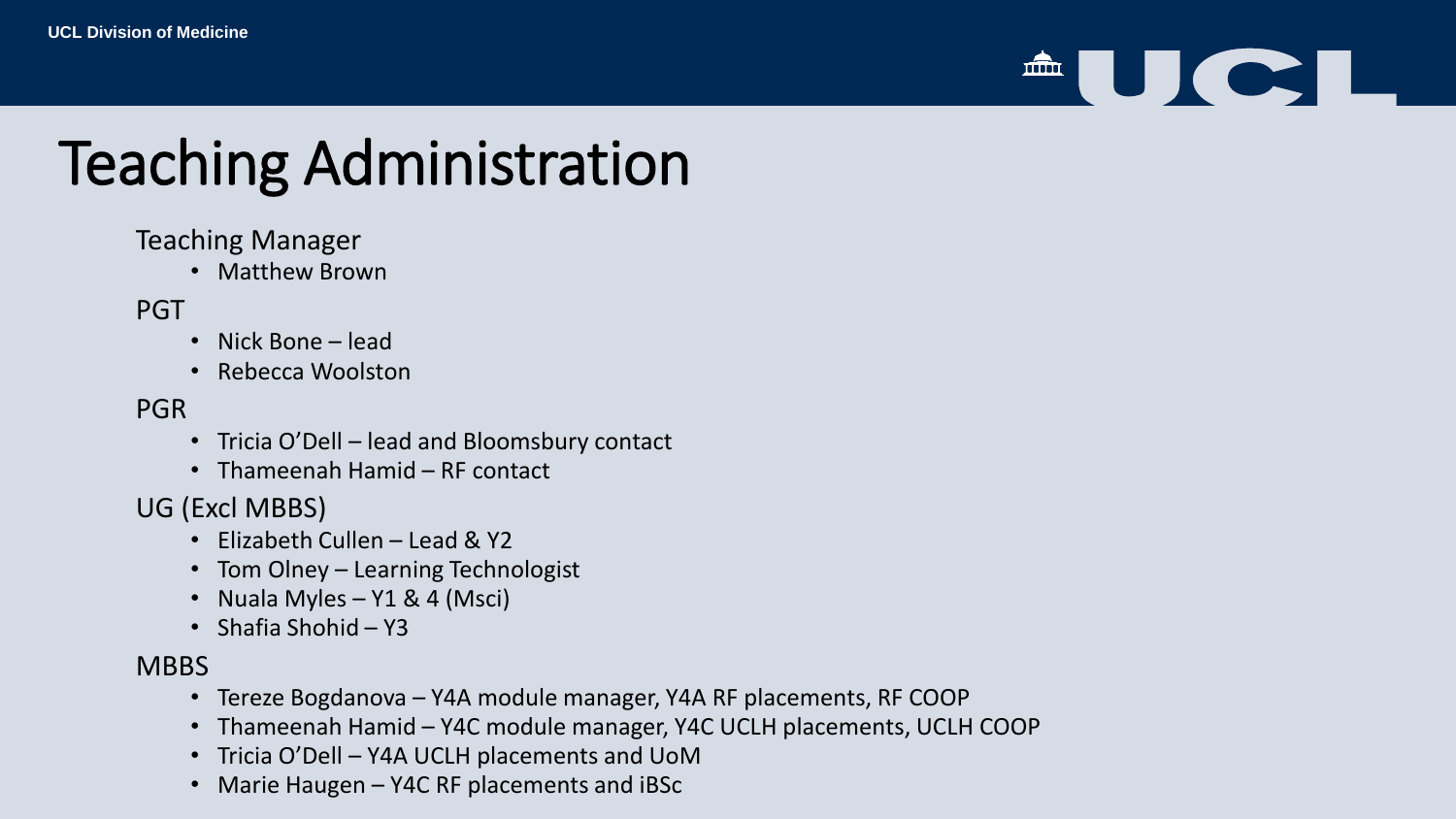# Teaching Administration

Teaching Manager

- Matthew Brown

PGT

- Nick Bone – lead
- Rebecca Woolston

PGR

- Tricia O'Dell – lead and Bloomsbury contact
- Thameenah Hamid – RF contact

UG (Excl MBBS)

- Elizabeth Cullen – Lead & Y2
- Tom Olney – Learning Technologist
- Nuala Myles – Y1 & 4 (Msci)
- Shafia Shohid – Y3

MBBS

- Tereze Bogdanova – Y4A module manager, Y4A RF placements, RF COOP
- Thameenah Hamid – Y4C module manager, Y4C UCLH placements, UCLH COOP
- Tricia O'Dell – Y4A UCLH placements and UoM
- Marie Haugen – Y4C RF placements and iBSc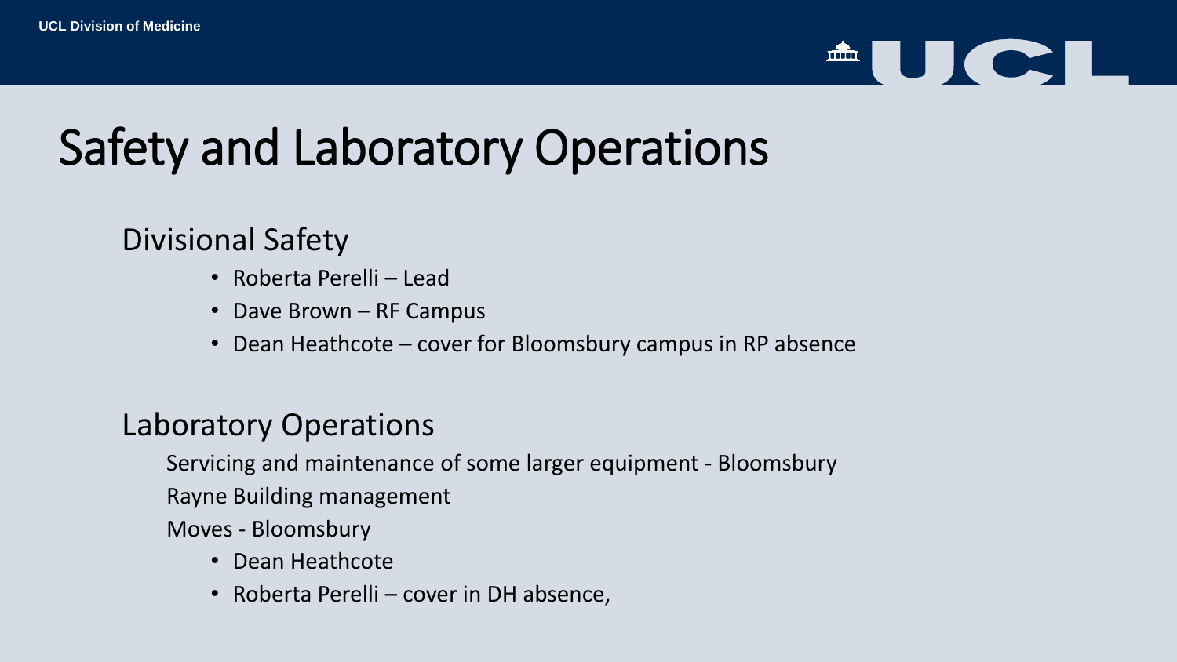# Safety and Laboratory Operations

## Divisional Safety

- Roberta Perelli – Lead
- Dave Brown – RF Campus
- Dean Heathcote – cover for Bloomsbury campus in RP absence

## Laboratory Operations

Servicing and maintenance of some larger equipment - Bloomsbury

Rayne Building management

Moves - Bloomsbury

- Dean Heathcote
- Roberta Perelli – cover in DH absence,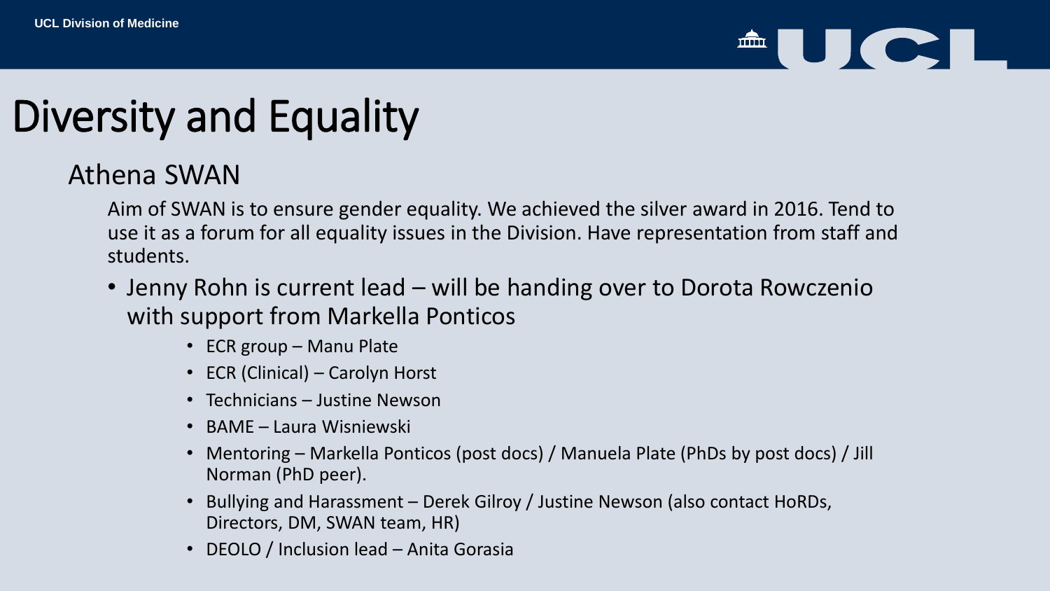# Diversity and Equality

## Athena SWAN

Aim of SWAN is to ensure gender equality. We achieved the silver award in 2016. Tend to use it as a forum for all equality issues in the Division. Have representation from staff and students.

- Jenny Rohn is current lead – will be handing over to Dorota Rowczenio with support from Markella Ponticos
  - ECR group – Manu Plate
  - ECR (Clinical) – Carolyn Horst
  - Technicians – Justine Newson
  - BAME – Laura Wisniewski
  - Mentoring – Markella Ponticos (post docs) / Manuela Plate (PhDs by post docs) / Jill Norman (PhD peer).
  - Bullying and Harassment – Derek Gilroy / Justine Newson (also contact HoRDs, Directors, DM, SWAN team, HR)
  - DEOLO / Inclusion lead – Anita Gorasia